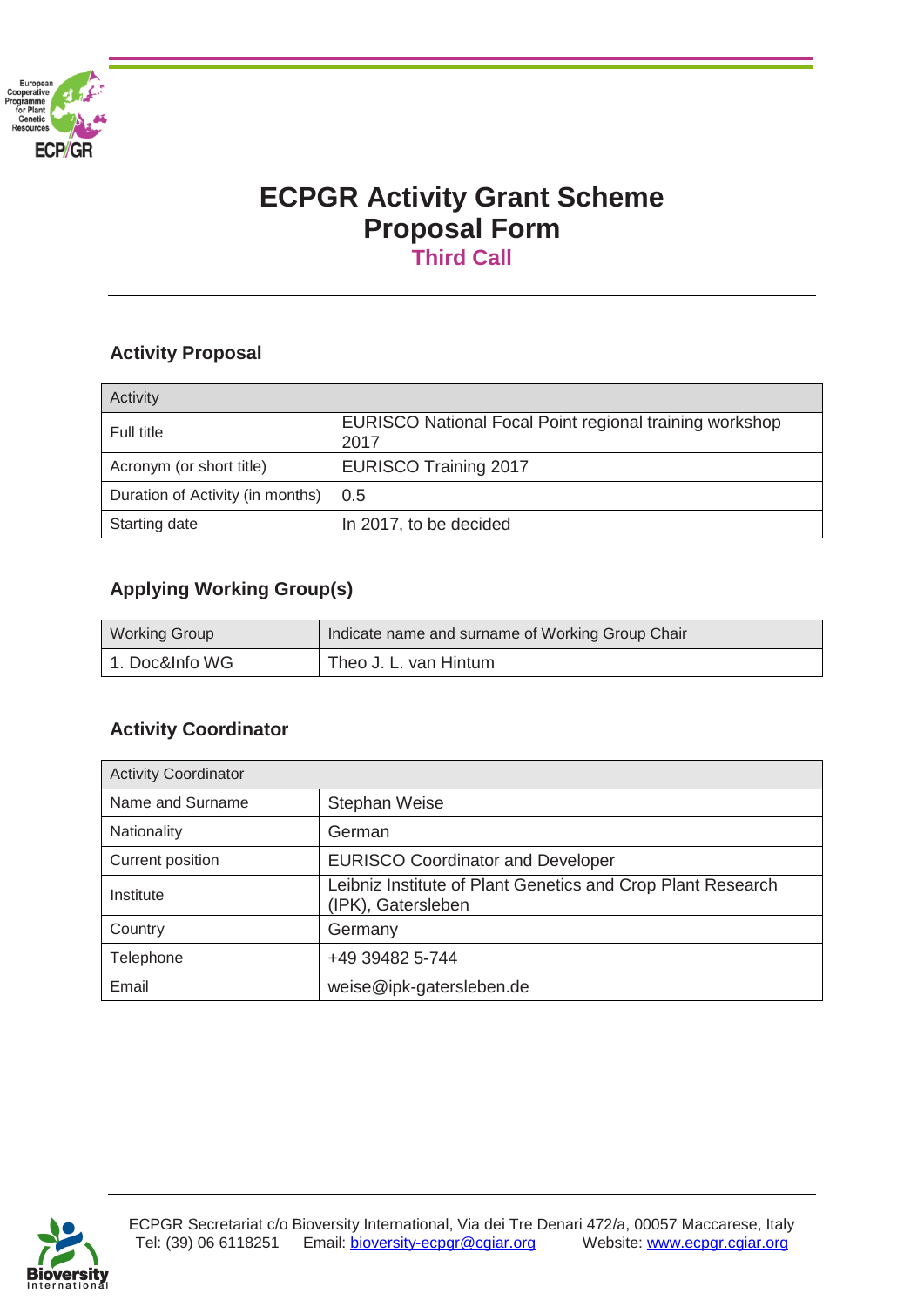# ECPGR Activity Grant Scheme
# Proposal Form
## Third Call

### Activity Proposal

| Activity | |
|---|---|
| Full title | EURISCO National Focal Point regional training workshop 2017 |
| Acronym (or short title) | EURISCO Training 2017 |
| Duration of Activity (in months) | 0.5 |
| Starting date | In 2017, to be decided |

### Applying Working Group(s)

| Working Group | Indicate name and surname of Working Group Chair |
|---|---|
| 1. Doc&Info WG | Theo J. L. van Hintum |

### Activity Coordinator

| Activity Coordinator | |
|---|---|
| Name and Surname | Stephan Weise |
| Nationality | German |
| Current position | EURISCO Coordinator and Developer |
| Institute | Leibniz Institute of Plant Genetics and Crop Plant Research (IPK), Gatersleben |
| Country | Germany |
| Telephone | +49 39482 5-744 |
| Email | weise@ipk-gatersleben.de |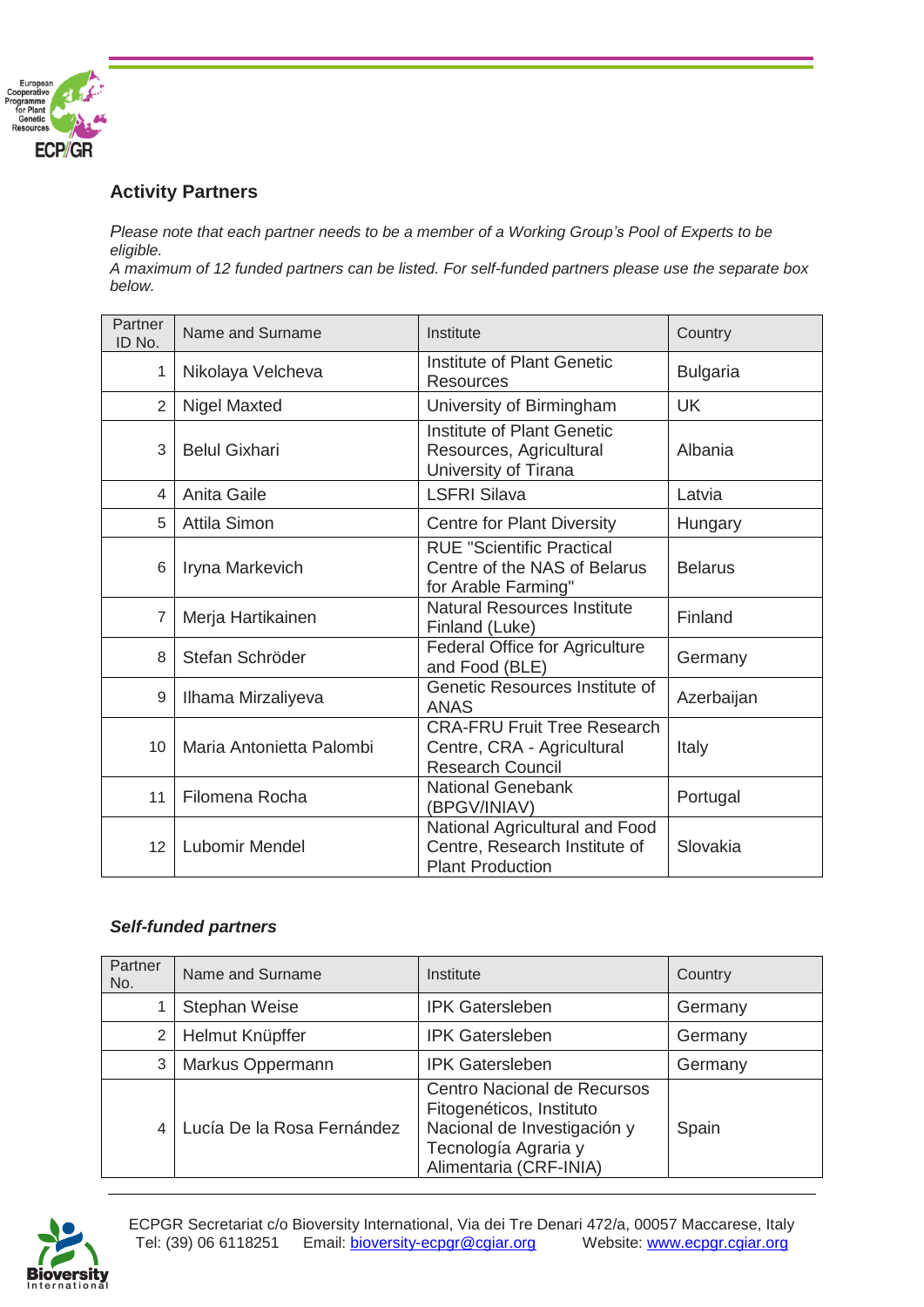## Activity Partners

*Please note that each partner needs to be a member of a Working Group's Pool of Experts to be eligible.*
*A maximum of 12 funded partners can be listed. For self-funded partners please use the separate box below.*

| Partner ID No. | Name and Surname | Institute | Country |
|---|---|---|---|
| 1 | Nikolaya Velcheva | Institute of Plant Genetic Resources | Bulgaria |
| 2 | Nigel Maxted | University of Birmingham | UK |
| 3 | Belul Gixhari | Institute of Plant Genetic Resources, Agricultural University of Tirana | Albania |
| 4 | Anita Gaile | LSFRI Silava | Latvia |
| 5 | Attila Simon | Centre for Plant Diversity | Hungary |
| 6 | Iryna Markevich | RUE "Scientific Practical Centre of the NAS of Belarus for Arable Farming" | Belarus |
| 7 | Merja Hartikainen | Natural Resources Institute Finland (Luke) | Finland |
| 8 | Stefan Schröder | Federal Office for Agriculture and Food (BLE) | Germany |
| 9 | Ilhama Mirzaliyeva | Genetic Resources Institute of ANAS | Azerbaijan |
| 10 | Maria Antonietta Palombi | CRA-FRU Fruit Tree Research Centre, CRA - Agricultural Research Council | Italy |
| 11 | Filomena Rocha | National Genebank (BPGV/INIAV) | Portugal |
| 12 | Lubomir Mendel | National Agricultural and Food Centre, Research Institute of Plant Production | Slovakia |

### *Self-funded partners*

| Partner No. | Name and Surname | Institute | Country |
|---|---|---|---|
| 1 | Stephan Weise | IPK Gatersleben | Germany |
| 2 | Helmut Knüpffer | IPK Gatersleben | Germany |
| 3 | Markus Oppermann | IPK Gatersleben | Germany |
| 4 | Lucía De la Rosa Fernández | Centro Nacional de Recursos Fitogenéticos, Instituto Nacional de Investigación y Tecnología Agraria y Alimentaria (CRF-INIA) | Spain |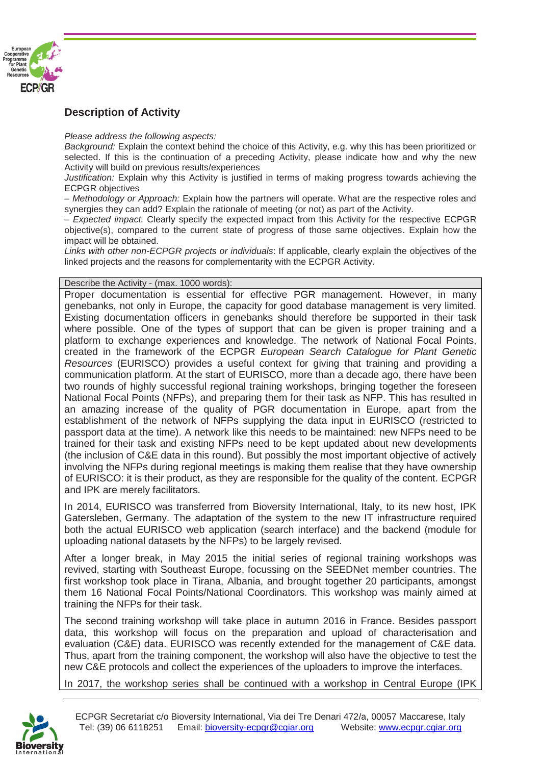## Description of Activity

*Please address the following aspects:*

*Background:* Explain the context behind the choice of this Activity, e.g. why this has been prioritized or selected. If this is the continuation of a preceding Activity, please indicate how and why the new Activity will build on previous results/experiences

*Justification:* Explain why this Activity is justified in terms of making progress towards achieving the ECPGR objectives

– *Methodology or Approach:* Explain how the partners will operate. What are the respective roles and synergies they can add? Explain the rationale of meeting (or not) as part of the Activity.

– *Expected impact.* Clearly specify the expected impact from this Activity for the respective ECPGR objective(s), compared to the current state of progress of those same objectives. Explain how the impact will be obtained.

*Links with other non-ECPGR projects or individuals*: If applicable, clearly explain the objectives of the linked projects and the reasons for complementarity with the ECPGR Activity.

| Describe the Activity - (max. 1000 words): |
|---|
| Proper documentation is essential for effective PGR management. However, in many genebanks, not only in Europe, the capacity for good database management is very limited. Existing documentation officers in genebanks should therefore be supported in their task where possible. One of the types of support that can be given is proper training and a platform to exchange experiences and knowledge. The network of National Focal Points, created in the framework of the ECPGR *European Search Catalogue for Plant Genetic Resources* (EURISCO) provides a useful context for giving that training and providing a communication platform. At the start of EURISCO, more than a decade ago, there have been two rounds of highly successful regional training workshops, bringing together the foreseen National Focal Points (NFPs), and preparing them for their task as NFP. This has resulted in an amazing increase of the quality of PGR documentation in Europe, apart from the establishment of the network of NFPs supplying the data input in EURISCO (restricted to passport data at the time). A network like this needs to be maintained: new NFPs need to be trained for their task and existing NFPs need to be kept updated about new developments (the inclusion of C&E data in this round). But possibly the most important objective of actively involving the NFPs during regional meetings is making them realise that they have ownership of EURISCO: it is their product, as they are responsible for the quality of the content. ECPGR and IPK are merely facilitators.<br><br>In 2014, EURISCO was transferred from Bioversity International, Italy, to its new host, IPK Gatersleben, Germany. The adaptation of the system to the new IT infrastructure required both the actual EURISCO web application (search interface) and the backend (module for uploading national datasets by the NFPs) to be largely revised.<br><br>After a longer break, in May 2015 the initial series of regional training workshops was revived, starting with Southeast Europe, focussing on the SEEDNet member countries. The first workshop took place in Tirana, Albania, and brought together 20 participants, amongst them 16 National Focal Points/National Coordinators. This workshop was mainly aimed at training the NFPs for their task.<br><br>The second training workshop will take place in autumn 2016 in France. Besides passport data, this workshop will focus on the preparation and upload of characterisation and evaluation (C&E) data. EURISCO was recently extended for the management of C&E data. Thus, apart from the training component, the workshop will also have the objective to test the new C&E protocols and collect the experiences of the uploaders to improve the interfaces.<br><br>In 2017, the workshop series shall be continued with a workshop in Central Europe (IPK |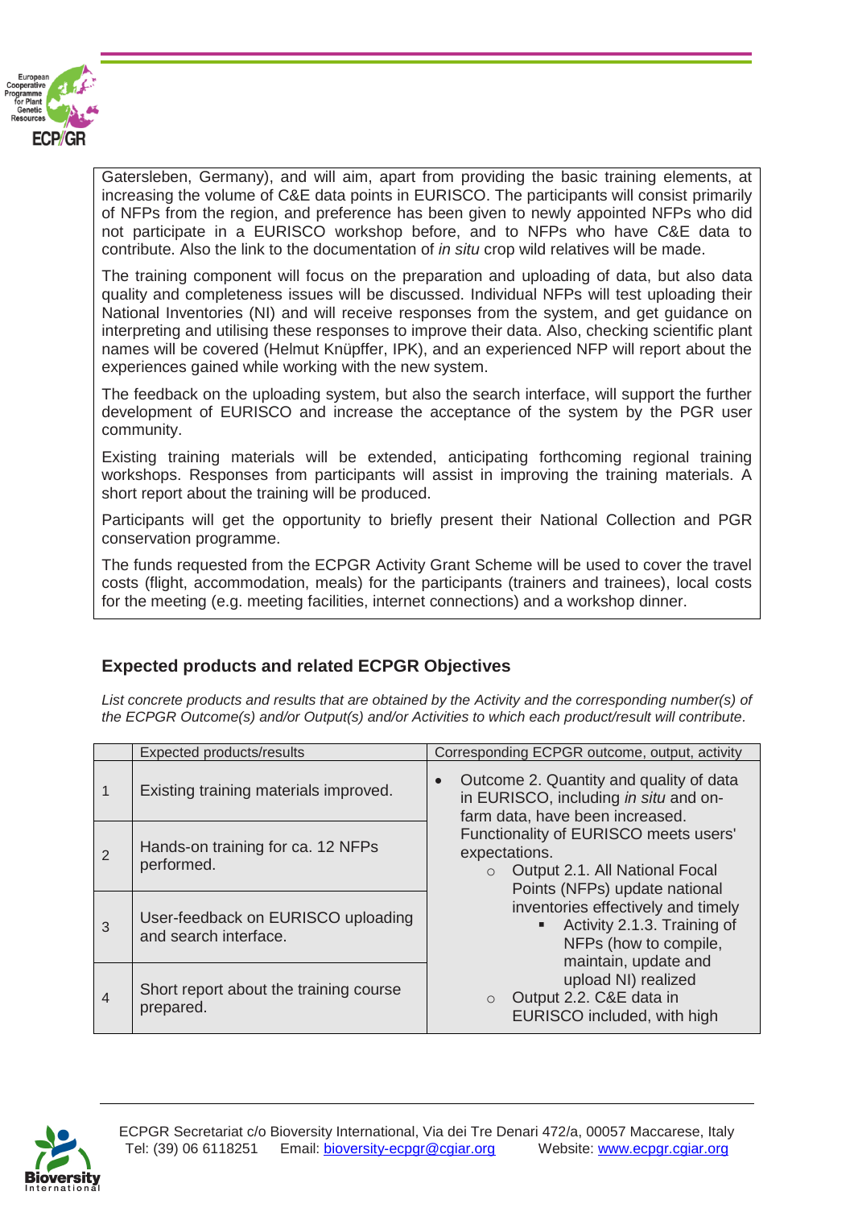Gatersleben, Germany), and will aim, apart from providing the basic training elements, at increasing the volume of C&E data points in EURISCO. The participants will consist primarily of NFPs from the region, and preference has been given to newly appointed NFPs who did not participate in a EURISCO workshop before, and to NFPs who have C&E data to contribute. Also the link to the documentation of *in situ* crop wild relatives will be made.

The training component will focus on the preparation and uploading of data, but also data quality and completeness issues will be discussed. Individual NFPs will test uploading their National Inventories (NI) and will receive responses from the system, and get guidance on interpreting and utilising these responses to improve their data. Also, checking scientific plant names will be covered (Helmut Knüpffer, IPK), and an experienced NFP will report about the experiences gained while working with the new system.

The feedback on the uploading system, but also the search interface, will support the further development of EURISCO and increase the acceptance of the system by the PGR user community.

Existing training materials will be extended, anticipating forthcoming regional training workshops. Responses from participants will assist in improving the training materials. A short report about the training will be produced.

Participants will get the opportunity to briefly present their National Collection and PGR conservation programme.

The funds requested from the ECPGR Activity Grant Scheme will be used to cover the travel costs (flight, accommodation, meals) for the participants (trainers and trainees), local costs for the meeting (e.g. meeting facilities, internet connections) and a workshop dinner.

## Expected products and related ECPGR Objectives

*List concrete products and results that are obtained by the Activity and the corresponding number(s) of the ECPGR Outcome(s) and/or Output(s) and/or Activities to which each product/result will contribute.*

| | Expected products/results | Corresponding ECPGR outcome, output, activity |
|---|---|---|
| 1 | Existing training materials improved. | • Outcome 2. Quantity and quality of data in EURISCO, including *in situ* and on-farm data, have been increased. Functionality of EURISCO meets users' expectations.<br>○ Output 2.1. All National Focal Points (NFPs) update national inventories effectively and timely<br>▪ Activity 2.1.3. Training of NFPs (how to compile, maintain, update and upload NI) realized<br>○ Output 2.2. C&E data in EURISCO included, with high |
| 2 | Hands-on training for ca. 12 NFPs performed. | |
| 3 | User-feedback on EURISCO uploading and search interface. | |
| 4 | Short report about the training course prepared. | |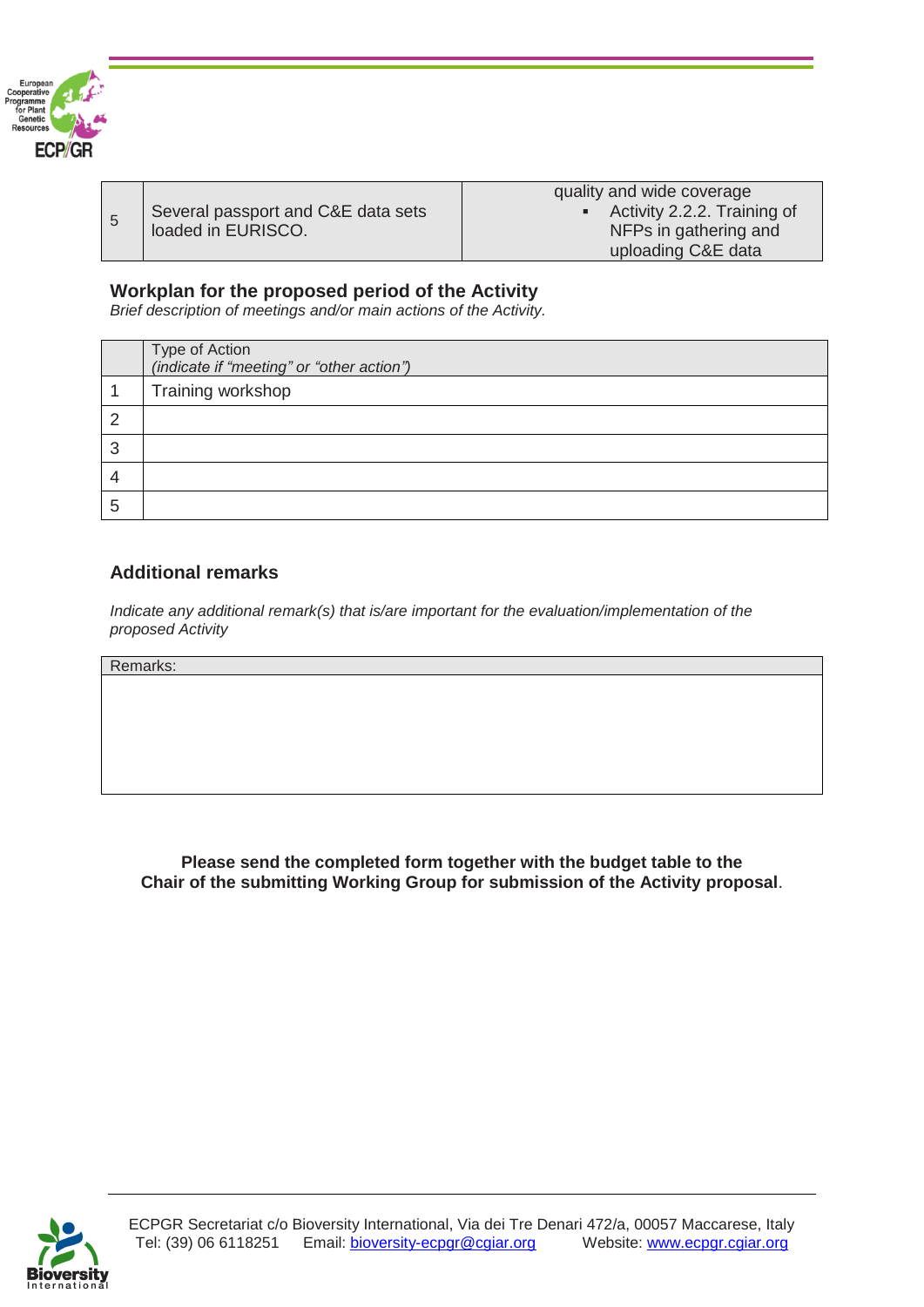| | | |
|---|---|---|
| 5 | Several passport and C&E data sets loaded in EURISCO. | quality and wide coverage<br>▪ Activity 2.2.2. Training of NFPs in gathering and uploading C&E data |

## Workplan for the proposed period of the Activity

*Brief description of meetings and/or main actions of the Activity.*

| | Type of Action<br>*(indicate if "meeting" or "other action")* |
|---|---|
| 1 | Training workshop |
| 2 | |
| 3 | |
| 4 | |
| 5 | |

## Additional remarks

*Indicate any additional remark(s) that is/are important for the evaluation/implementation of the proposed Activity*

| Remarks: |
|---|
| |

**Please send the completed form together with the budget table to the Chair of the submitting Working Group for submission of the Activity proposal**.

ECPGR Secretariat c/o Bioversity International, Via dei Tre Denari 472/a, 00057 Maccarese, Italy
Tel: (39) 06 6118251 Email: bioversity-ecpgr@cgiar.org Website: www.ecpgr.cgiar.org